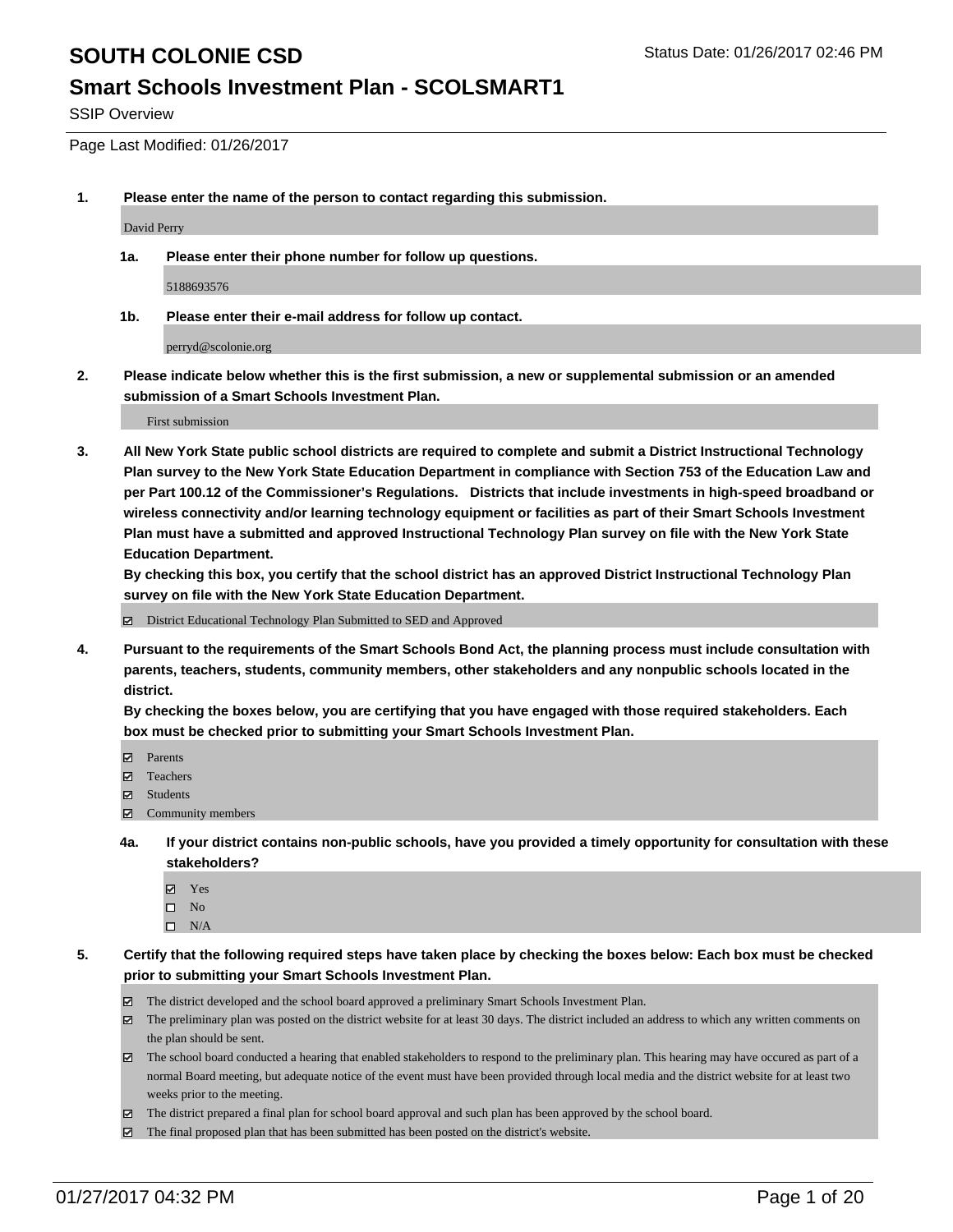# SOUTH COLONIE CSD

Status Date: 01/26/2017 02:46 PM

## Smart Schools Investment Plan - SCOLSMART1

SSIP Overview

Page Last Modified: 01/26/2017

**1. Please enter the name of the person to contact regarding this submission.**

David Perry

**1a. Please enter their phone number for follow up questions.**

5188693576

**1b. Please enter their e-mail address for follow up contact.**

perryd@scolonie.org

**2. Please indicate below whether this is the first submission, a new or supplemental submission or an amended submission of a Smart Schools Investment Plan.**

First submission

**3. All New York State public school districts are required to complete and submit a District Instructional Technology Plan survey to the New York State Education Department in compliance with Section 753 of the Education Law and per Part 100.12 of the Commissioner's Regulations. Districts that include investments in high-speed broadband or wireless connectivity and/or learning technology equipment or facilities as part of their Smart Schools Investment Plan must have a submitted and approved Instructional Technology Plan survey on file with the New York State Education Department.**

**By checking this box, you certify that the school district has an approved District Instructional Technology Plan survey on file with the New York State Education Department.**

☑ District Educational Technology Plan Submitted to SED and Approved

**4. Pursuant to the requirements of the Smart Schools Bond Act, the planning process must include consultation with parents, teachers, students, community members, other stakeholders and any nonpublic schools located in the district.**

**By checking the boxes below, you are certifying that you have engaged with those required stakeholders. Each box must be checked prior to submitting your Smart Schools Investment Plan.**

☑ Parents
☑ Teachers
☑ Students
☑ Community members

**4a. If your district contains non-public schools, have you provided a timely opportunity for consultation with these stakeholders?**

☑ Yes
☐ No
☐ N/A

**5. Certify that the following required steps have taken place by checking the boxes below: Each box must be checked prior to submitting your Smart Schools Investment Plan.**

☑ The district developed and the school board approved a preliminary Smart Schools Investment Plan.
☑ The preliminary plan was posted on the district website for at least 30 days. The district included an address to which any written comments on the plan should be sent.
☑ The school board conducted a hearing that enabled stakeholders to respond to the preliminary plan. This hearing may have occured as part of a normal Board meeting, but adequate notice of the event must have been provided through local media and the district website for at least two weeks prior to the meeting.
☑ The district prepared a final plan for school board approval and such plan has been approved by the school board.
☑ The final proposed plan that has been submitted has been posted on the district's website.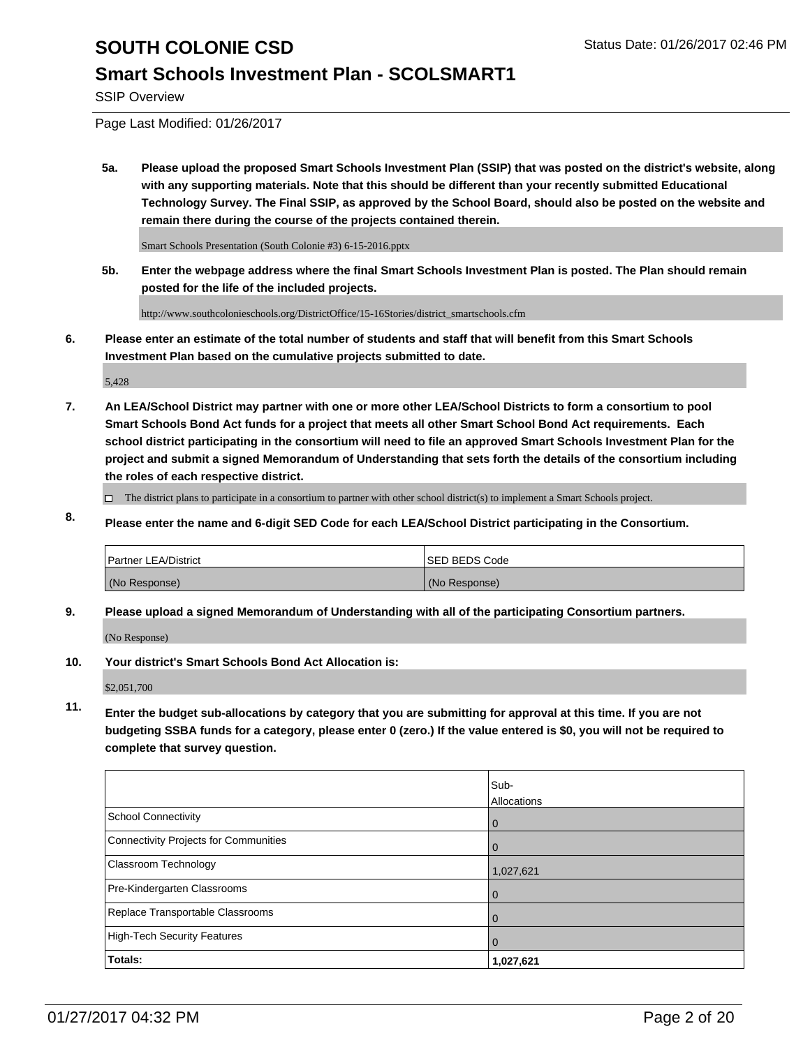# SOUTH COLONIE CSD

## Smart Schools Investment Plan - SCOLSMART1

SSIP Overview

Page Last Modified: 01/26/2017

**5a. Please upload the proposed Smart Schools Investment Plan (SSIP) that was posted on the district's website, along with any supporting materials. Note that this should be different than your recently submitted Educational Technology Survey. The Final SSIP, as approved by the School Board, should also be posted on the website and remain there during the course of the projects contained therein.**

Smart Schools Presentation (South Colonie #3) 6-15-2016.pptx

**5b. Enter the webpage address where the final Smart Schools Investment Plan is posted. The Plan should remain posted for the life of the included projects.**

http://www.southcolonieschools.org/DistrictOffice/15-16Stories/district_smartschools.cfm

**6. Please enter an estimate of the total number of students and staff that will benefit from this Smart Schools Investment Plan based on the cumulative projects submitted to date.**

5,428

**7. An LEA/School District may partner with one or more other LEA/School Districts to form a consortium to pool Smart Schools Bond Act funds for a project that meets all other Smart School Bond Act requirements. Each school district participating in the consortium will need to file an approved Smart Schools Investment Plan for the project and submit a signed Memorandum of Understanding that sets forth the details of the consortium including the roles of each respective district.**

☐ The district plans to participate in a consortium to partner with other school district(s) to implement a Smart Schools project.

**8. Please enter the name and 6-digit SED Code for each LEA/School District participating in the Consortium.**

| Partner LEA/District | SED BEDS Code |
|---|---|
| (No Response) | (No Response) |

**9. Please upload a signed Memorandum of Understanding with all of the participating Consortium partners.**

(No Response)

**10. Your district's Smart Schools Bond Act Allocation is:**

$2,051,700

**11. Enter the budget sub-allocations by category that you are submitting for approval at this time. If you are not budgeting SSBA funds for a category, please enter 0 (zero.) If the value entered is $0, you will not be required to complete that survey question.**

| | Sub-Allocations |
|---|---|
| School Connectivity | 0 |
| Connectivity Projects for Communities | 0 |
| Classroom Technology | 1,027,621 |
| Pre-Kindergarten Classrooms | 0 |
| Replace Transportable Classrooms | 0 |
| High-Tech Security Features | 0 |
| **Totals:** | **1,027,621** |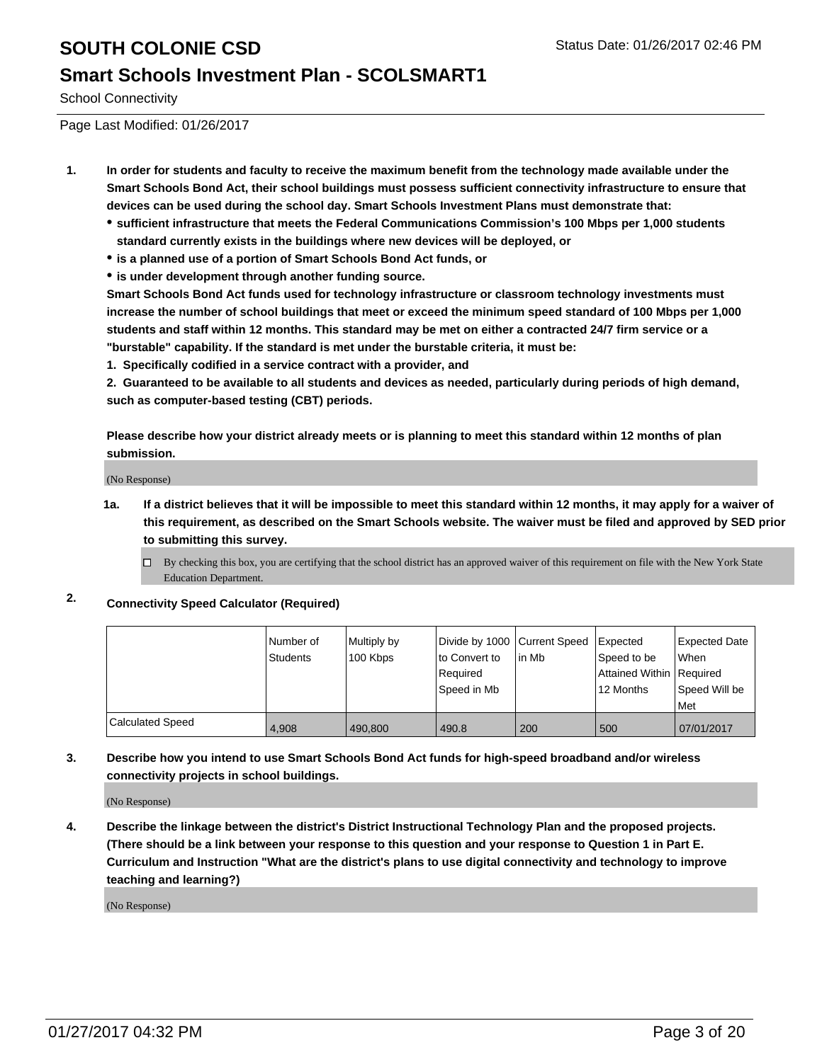# SOUTH COLONIE CSD

## Smart Schools Investment Plan - SCOLSMART1

School Connectivity

Page Last Modified: 01/26/2017

1. **In order for students and faculty to receive the maximum benefit from the technology made available under the Smart Schools Bond Act, their school buildings must possess sufficient connectivity infrastructure to ensure that devices can be used during the school day. Smart Schools Investment Plans must demonstrate that:**
   - **sufficient infrastructure that meets the Federal Communications Commission's 100 Mbps per 1,000 students standard currently exists in the buildings where new devices will be deployed, or**
   - **is a planned use of a portion of Smart Schools Bond Act funds, or**
   - **is under development through another funding source.**

   **Smart Schools Bond Act funds used for technology infrastructure or classroom technology investments must increase the number of school buildings that meet or exceed the minimum speed standard of 100 Mbps per 1,000 students and staff within 12 months. This standard may be met on either a contracted 24/7 firm service or a "burstable" capability. If the standard is met under the burstable criteria, it must be:**

   **1. Specifically codified in a service contract with a provider, and**

   **2. Guaranteed to be available to all students and devices as needed, particularly during periods of high demand, such as computer-based testing (CBT) periods.**

   **Please describe how your district already meets or is planning to meet this standard within 12 months of plan submission.**

   (No Response)

   **1a. If a district believes that it will be impossible to meet this standard within 12 months, it may apply for a waiver of this requirement, as described on the Smart Schools website. The waiver must be filed and approved by SED prior to submitting this survey.**

   ☐ By checking this box, you are certifying that the school district has an approved waiver of this requirement on file with the New York State Education Department.

2. **Connectivity Speed Calculator (Required)**

| | Number of Students | Multiply by 100 Kbps | Divide by 1000 to Convert to Required Speed in Mb | Current Speed in Mb | Expected Speed to be Attained Within 12 Months | Expected Date When Required Speed Will be Met |
|---|---|---|---|---|---|---|
| Calculated Speed | 4,908 | 490,800 | 490.8 | 200 | 500 | 07/01/2017 |

3. **Describe how you intend to use Smart Schools Bond Act funds for high-speed broadband and/or wireless connectivity projects in school buildings.**

   (No Response)

4. **Describe the linkage between the district's District Instructional Technology Plan and the proposed projects. (There should be a link between your response to this question and your response to Question 1 in Part E. Curriculum and Instruction "What are the district's plans to use digital connectivity and technology to improve teaching and learning?)**

   (No Response)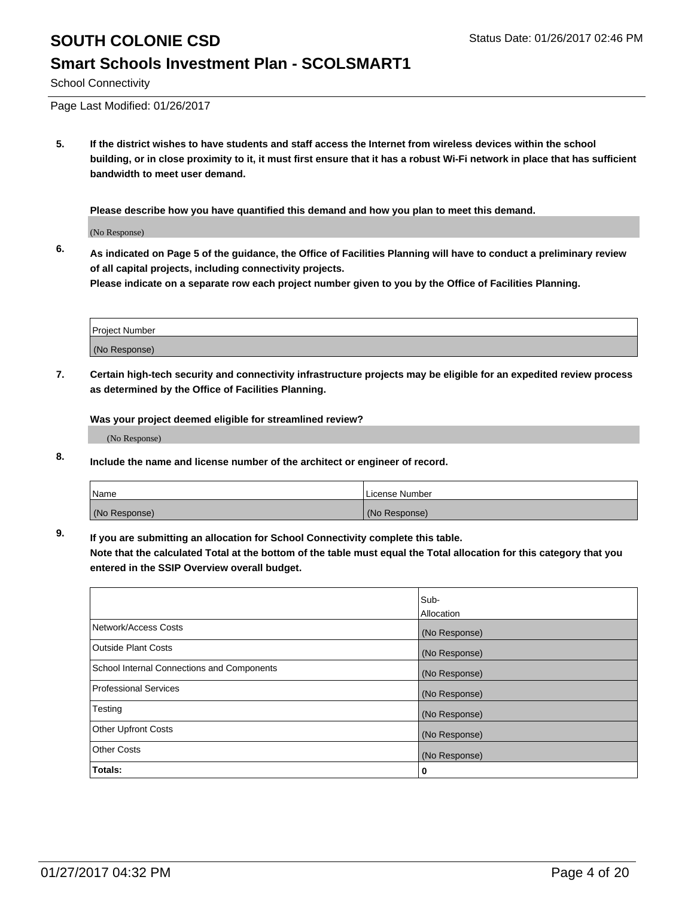# SOUTH COLONIE CSD

## Smart Schools Investment Plan - SCOLSMART1

School Connectivity

Page Last Modified: 01/26/2017

**5. If the district wishes to have students and staff access the Internet from wireless devices within the school building, or in close proximity to it, it must first ensure that it has a robust Wi-Fi network in place that has sufficient bandwidth to meet user demand.**

**Please describe how you have quantified this demand and how you plan to meet this demand.**

(No Response)

**6. As indicated on Page 5 of the guidance, the Office of Facilities Planning will have to conduct a preliminary review of all capital projects, including connectivity projects.**
**Please indicate on a separate row each project number given to you by the Office of Facilities Planning.**

| Project Number |
|---|
| (No Response) |

**7. Certain high-tech security and connectivity infrastructure projects may be eligible for an expedited review process as determined by the Office of Facilities Planning.**

**Was your project deemed eligible for streamlined review?**

(No Response)

**8. Include the name and license number of the architect or engineer of record.**

| Name | License Number |
|---|---|
| (No Response) | (No Response) |

**9. If you are submitting an allocation for School Connectivity complete this table.**
**Note that the calculated Total at the bottom of the table must equal the Total allocation for this category that you entered in the SSIP Overview overall budget.**

| | Sub-Allocation |
|---|---|
| Network/Access Costs | (No Response) |
| Outside Plant Costs | (No Response) |
| School Internal Connections and Components | (No Response) |
| Professional Services | (No Response) |
| Testing | (No Response) |
| Other Upfront Costs | (No Response) |
| Other Costs | (No Response) |
| **Totals:** | **0** |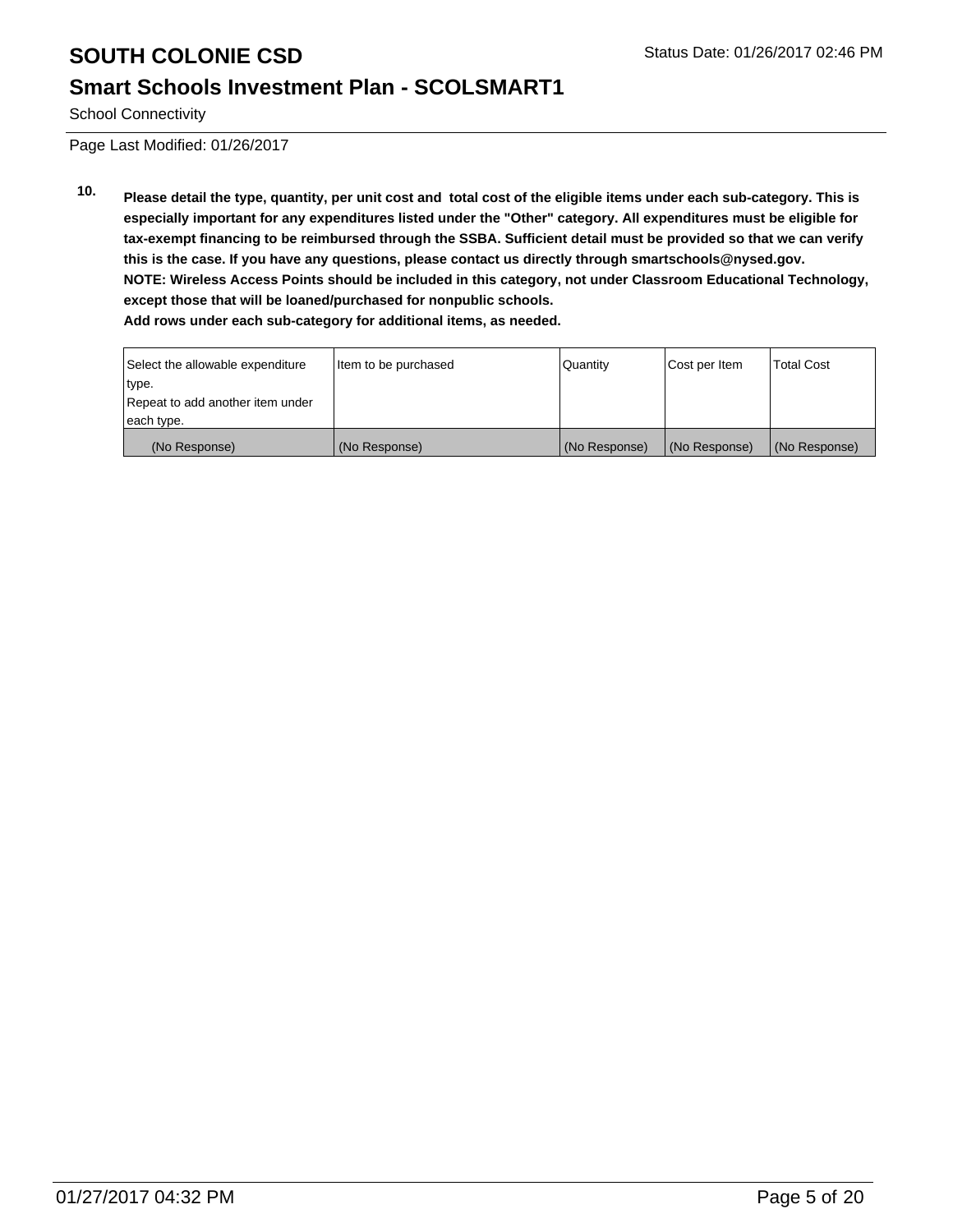# SOUTH COLONIE CSD

## Smart Schools Investment Plan - SCOLSMART1

School Connectivity

Page Last Modified: 01/26/2017

**10. Please detail the type, quantity, per unit cost and total cost of the eligible items under each sub-category. This is especially important for any expenditures listed under the "Other" category. All expenditures must be eligible for tax-exempt financing to be reimbursed through the SSBA. Sufficient detail must be provided so that we can verify this is the case. If you have any questions, please contact us directly through smartschools@nysed.gov.**
**NOTE: Wireless Access Points should be included in this category, not under Classroom Educational Technology, except those that will be loaned/purchased for nonpublic schools.**
**Add rows under each sub-category for additional items, as needed.**

| Select the allowable expenditure type. Repeat to add another item under each type. | Item to be purchased | Quantity | Cost per Item | Total Cost |
|---|---|---|---|---|
| (No Response) | (No Response) | (No Response) | (No Response) | (No Response) |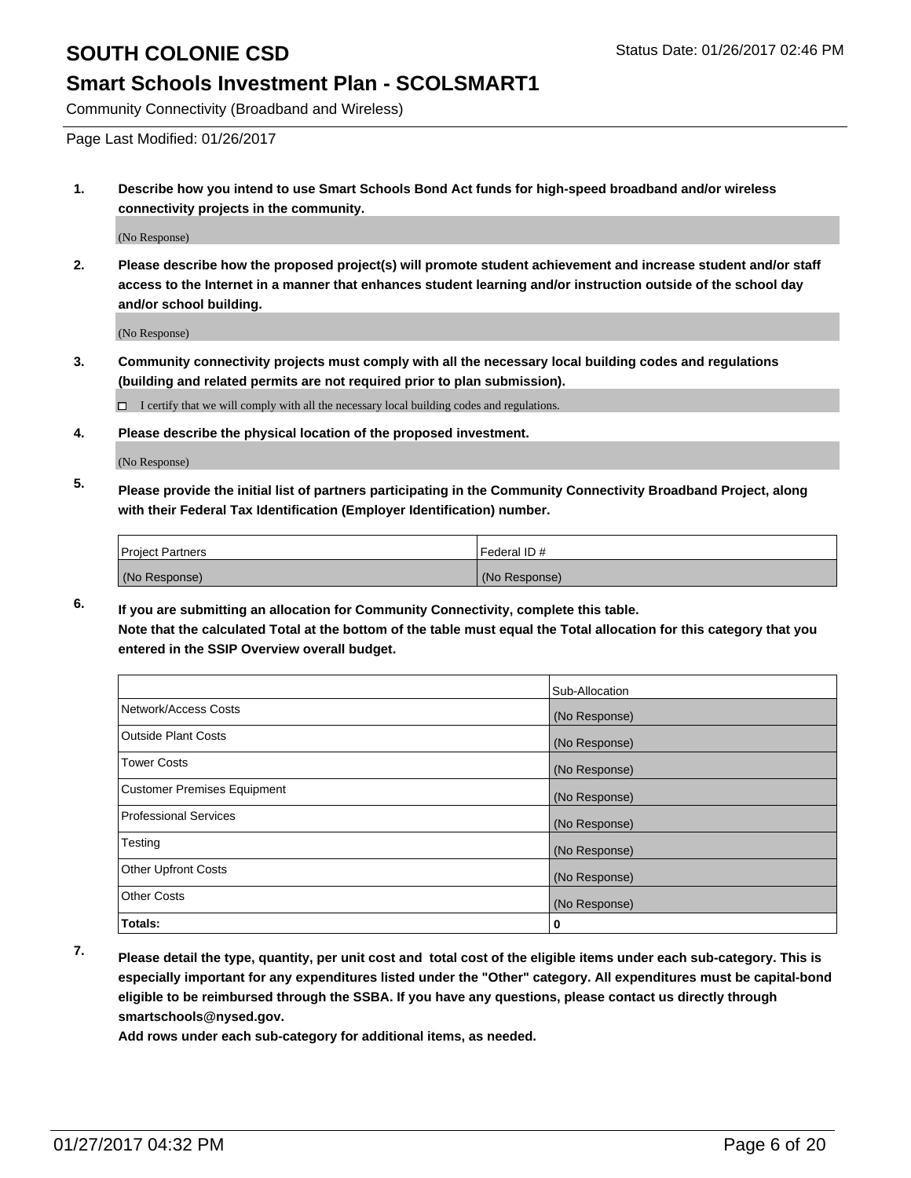# SOUTH COLONIE CSD

Status Date: 01/26/2017 02:46 PM

## Smart Schools Investment Plan - SCOLSMART1

Community Connectivity (Broadband and Wireless)

Page Last Modified: 01/26/2017

**1. Describe how you intend to use Smart Schools Bond Act funds for high-speed broadband and/or wireless connectivity projects in the community.**

(No Response)

**2. Please describe how the proposed project(s) will promote student achievement and increase student and/or staff access to the Internet in a manner that enhances student learning and/or instruction outside of the school day and/or school building.**

(No Response)

**3. Community connectivity projects must comply with all the necessary local building codes and regulations (building and related permits are not required prior to plan submission).**

☐ I certify that we will comply with all the necessary local building codes and regulations.

**4. Please describe the physical location of the proposed investment.**

(No Response)

**5. Please provide the initial list of partners participating in the Community Connectivity Broadband Project, along with their Federal Tax Identification (Employer Identification) number.**

| Project Partners | Federal ID # |
|---|---|
| (No Response) | (No Response) |

**6. If you are submitting an allocation for Community Connectivity, complete this table. Note that the calculated Total at the bottom of the table must equal the Total allocation for this category that you entered in the SSIP Overview overall budget.**

| | Sub-Allocation |
|---|---|
| Network/Access Costs | (No Response) |
| Outside Plant Costs | (No Response) |
| Tower Costs | (No Response) |
| Customer Premises Equipment | (No Response) |
| Professional Services | (No Response) |
| Testing | (No Response) |
| Other Upfront Costs | (No Response) |
| Other Costs | (No Response) |
| **Totals:** | **0** |

**7. Please detail the type, quantity, per unit cost and total cost of the eligible items under each sub-category. This is especially important for any expenditures listed under the "Other" category. All expenditures must be capital-bond eligible to be reimbursed through the SSBA. If you have any questions, please contact us directly through smartschools@nysed.gov.**

**Add rows under each sub-category for additional items, as needed.**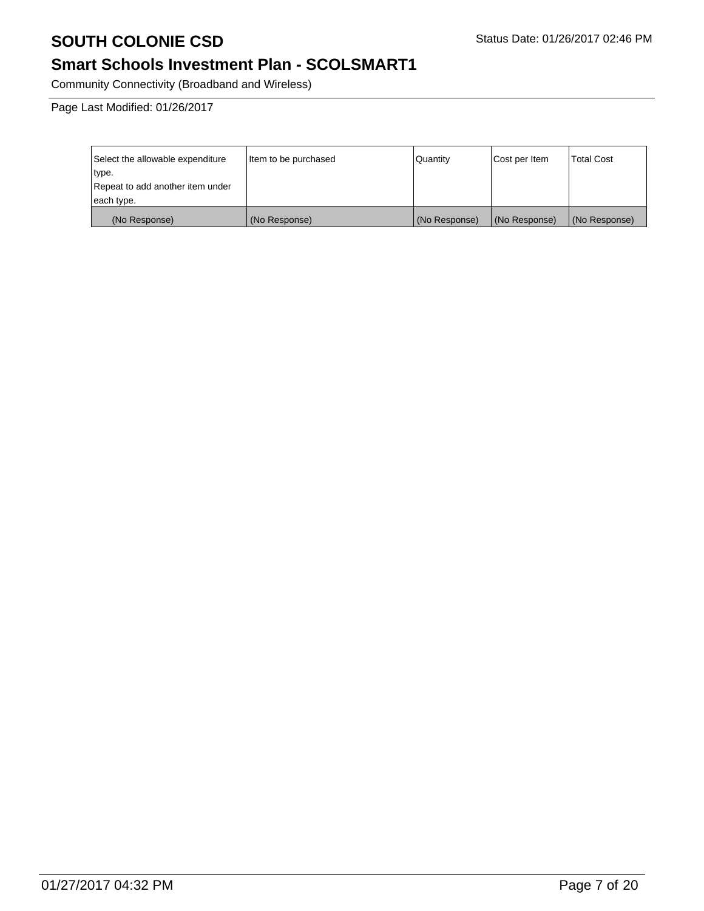# SOUTH COLONIE CSD

Status Date: 01/26/2017 02:46 PM

## Smart Schools Investment Plan - SCOLSMART1

Community Connectivity (Broadband and Wireless)

Page Last Modified: 01/26/2017

| Select the allowable expenditure type. Repeat to add another item under each type. | Item to be purchased | Quantity | Cost per Item | Total Cost |
|---|---|---|---|---|
| (No Response) | (No Response) | (No Response) | (No Response) | (No Response) |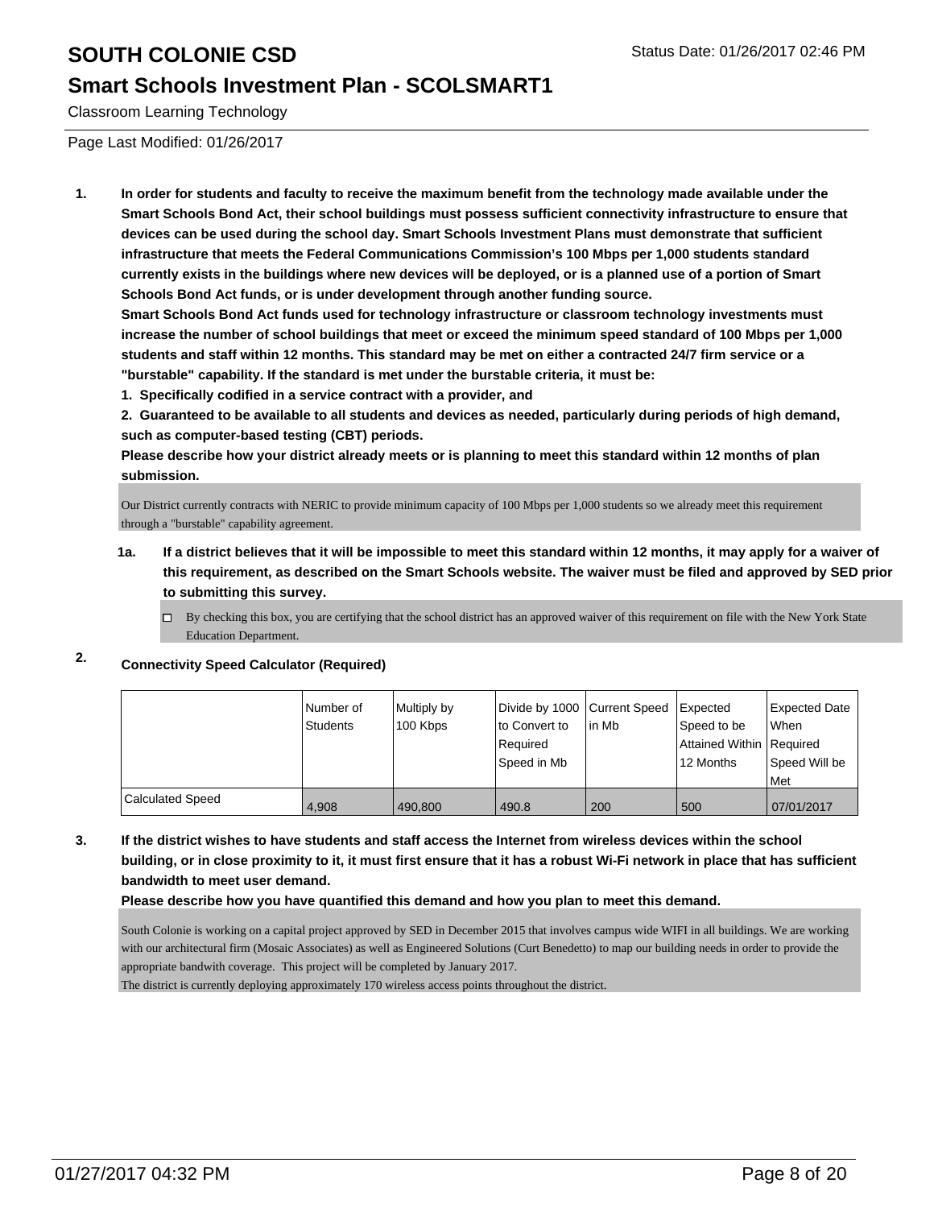# SOUTH COLONIE CSD

Status Date: 01/26/2017 02:46 PM

## Smart Schools Investment Plan - SCOLSMART1

Classroom Learning Technology

Page Last Modified: 01/26/2017

**1. In order for students and faculty to receive the maximum benefit from the technology made available under the Smart Schools Bond Act, their school buildings must possess sufficient connectivity infrastructure to ensure that devices can be used during the school day. Smart Schools Investment Plans must demonstrate that sufficient infrastructure that meets the Federal Communications Commission's 100 Mbps per 1,000 students standard currently exists in the buildings where new devices will be deployed, or is a planned use of a portion of Smart Schools Bond Act funds, or is under development through another funding source.**

**Smart Schools Bond Act funds used for technology infrastructure or classroom technology investments must increase the number of school buildings that meet or exceed the minimum speed standard of 100 Mbps per 1,000 students and staff within 12 months. This standard may be met on either a contracted 24/7 firm service or a "burstable" capability. If the standard is met under the burstable criteria, it must be:**

**1. Specifically codified in a service contract with a provider, and**

**2. Guaranteed to be available to all students and devices as needed, particularly during periods of high demand, such as computer-based testing (CBT) periods.**

**Please describe how your district already meets or is planning to meet this standard within 12 months of plan submission.**

Our District currently contracts with NERIC to provide minimum capacity of 100 Mbps per 1,000 students so we already meet this requirement through a "burstable" capability agreement.

**1a. If a district believes that it will be impossible to meet this standard within 12 months, it may apply for a waiver of this requirement, as described on the Smart Schools website. The waiver must be filed and approved by SED prior to submitting this survey.**

☐ By checking this box, you are certifying that the school district has an approved waiver of this requirement on file with the New York State Education Department.

**2. Connectivity Speed Calculator (Required)**

| | Number of Students | Multiply by 100 Kbps | Divide by 1000 to Convert to Required Speed in Mb | Current Speed in Mb | Expected Speed to be Attained Within 12 Months | Expected Date When Required Speed Will be Met |
|---|---|---|---|---|---|---|
| Calculated Speed | 4,908 | 490,800 | 490.8 | 200 | 500 | 07/01/2017 |

**3. If the district wishes to have students and staff access the Internet from wireless devices within the school building, or in close proximity to it, it must first ensure that it has a robust Wi-Fi network in place that has sufficient bandwidth to meet user demand.**

**Please describe how you have quantified this demand and how you plan to meet this demand.**

South Colonie is working on a capital project approved by SED in December 2015 that involves campus wide WIFI in all buildings. We are working with our architectural firm (Mosaic Associates) as well as Engineered Solutions (Curt Benedetto) to map our building needs in order to provide the appropriate bandwith coverage. This project will be completed by January 2017.
The district is currently deploying approximately 170 wireless access points throughout the district.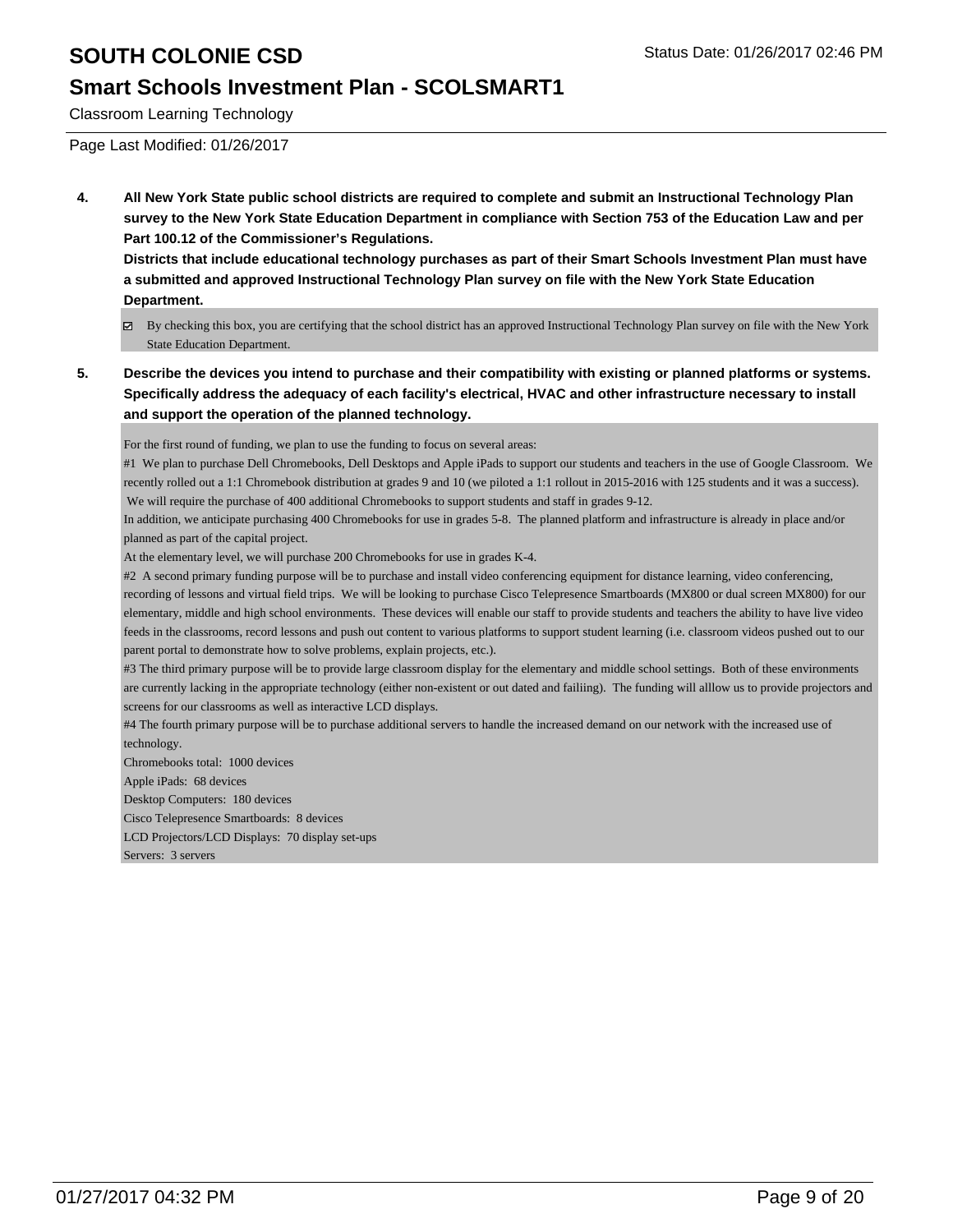Classroom Learning Technology

Page Last Modified: 01/26/2017

**4. All New York State public school districts are required to complete and submit an Instructional Technology Plan survey to the New York State Education Department in compliance with Section 753 of the Education Law and per Part 100.12 of the Commissioner's Regulations.**

**Districts that include educational technology purchases as part of their Smart Schools Investment Plan must have a submitted and approved Instructional Technology Plan survey on file with the New York State Education Department.**

- [x] By checking this box, you are certifying that the school district has an approved Instructional Technology Plan survey on file with the New York State Education Department.

**5. Describe the devices you intend to purchase and their compatibility with existing or planned platforms or systems. Specifically address the adequacy of each facility's electrical, HVAC and other infrastructure necessary to install and support the operation of the planned technology.**

For the first round of funding, we plan to use the funding to focus on several areas:

#1 We plan to purchase Dell Chromebooks, Dell Desktops and Apple iPads to support our students and teachers in the use of Google Classroom. We recently rolled out a 1:1 Chromebook distribution at grades 9 and 10 (we piloted a 1:1 rollout in 2015-2016 with 125 students and it was a success). We will require the purchase of 400 additional Chromebooks to support students and staff in grades 9-12.

In addition, we anticipate purchasing 400 Chromebooks for use in grades 5-8. The planned platform and infrastructure is already in place and/or planned as part of the capital project.

At the elementary level, we will purchase 200 Chromebooks for use in grades K-4.

#2 A second primary funding purpose will be to purchase and install video conferencing equipment for distance learning, video conferencing, recording of lessons and virtual field trips. We will be looking to purchase Cisco Telepresence Smartboards (MX800 or dual screen MX800) for our elementary, middle and high school environments. These devices will enable our staff to provide students and teachers the ability to have live video feeds in the classrooms, record lessons and push out content to various platforms to support student learning (i.e. classroom videos pushed out to our parent portal to demonstrate how to solve problems, explain projects, etc.).

#3 The third primary purpose will be to provide large classroom display for the elementary and middle school settings. Both of these environments are currently lacking in the appropriate technology (either non-existent or out dated and failiing). The funding will alllow us to provide projectors and screens for our classrooms as well as interactive LCD displays.

#4 The fourth primary purpose will be to purchase additional servers to handle the increased demand on our network with the increased use of technology.

Chromebooks total: 1000 devices

Apple iPads: 68 devices

Desktop Computers: 180 devices

Cisco Telepresence Smartboards: 8 devices

LCD Projectors/LCD Displays: 70 display set-ups

Servers: 3 servers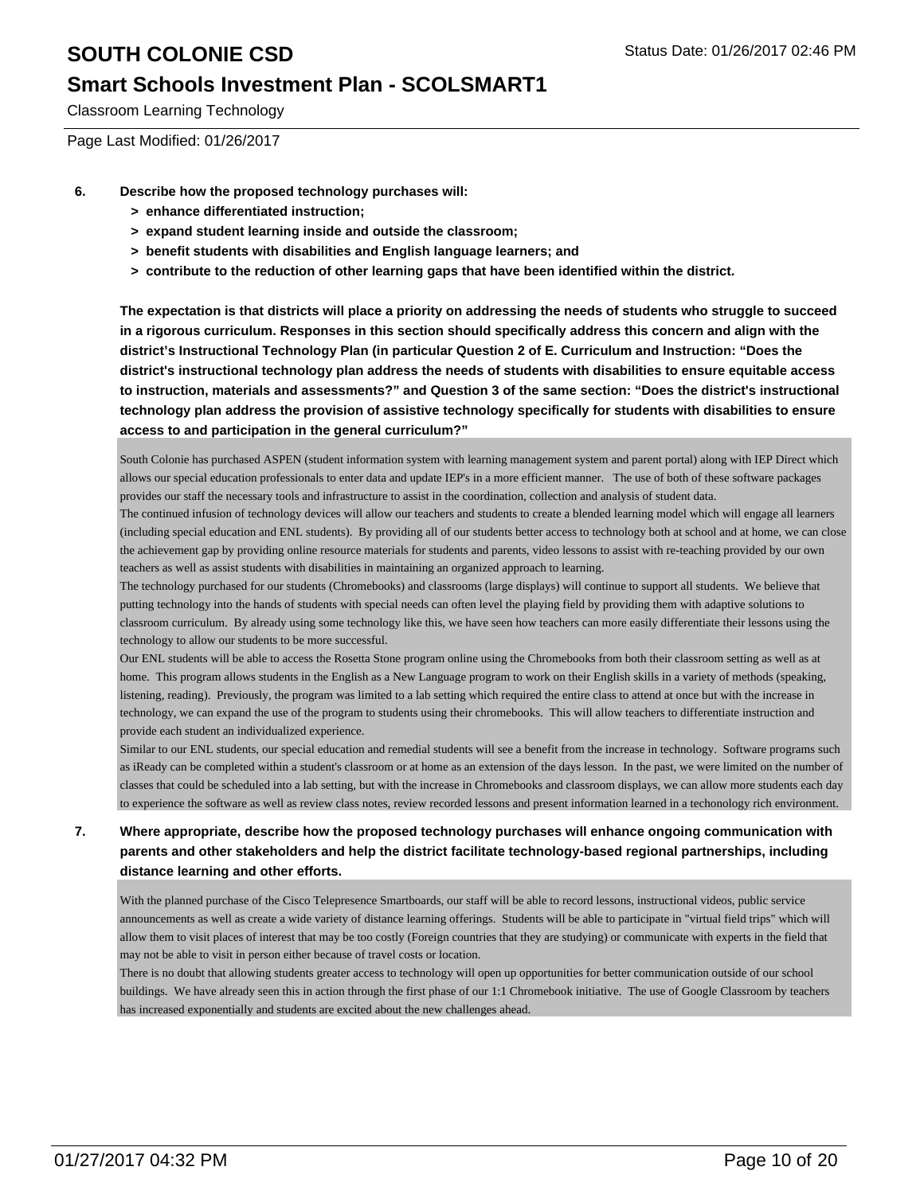Classroom Learning Technology

Page Last Modified: 01/26/2017

**6. Describe how the proposed technology purchases will:**

- **> enhance differentiated instruction;**
- **> expand student learning inside and outside the classroom;**
- **> benefit students with disabilities and English language learners; and**
- **> contribute to the reduction of other learning gaps that have been identified within the district.**

**The expectation is that districts will place a priority on addressing the needs of students who struggle to succeed in a rigorous curriculum. Responses in this section should specifically address this concern and align with the district's Instructional Technology Plan (in particular Question 2 of E. Curriculum and Instruction: "Does the district's instructional technology plan address the needs of students with disabilities to ensure equitable access to instruction, materials and assessments?" and Question 3 of the same section: "Does the district's instructional technology plan address the provision of assistive technology specifically for students with disabilities to ensure access to and participation in the general curriculum?"**

South Colonie has purchased ASPEN (student information system with learning management system and parent portal) along with IEP Direct which allows our special education professionals to enter data and update IEP's in a more efficient manner. The use of both of these software packages provides our staff the necessary tools and infrastructure to assist in the coordination, collection and analysis of student data.
The continued infusion of technology devices will allow our teachers and students to create a blended learning model which will engage all learners (including special education and ENL students). By providing all of our students better access to technology both at school and at home, we can close the achievement gap by providing online resource materials for students and parents, video lessons to assist with re-teaching provided by our own teachers as well as assist students with disabilities in maintaining an organized approach to learning.
The technology purchased for our students (Chromebooks) and classrooms (large displays) will continue to support all students. We believe that putting technology into the hands of students with special needs can often level the playing field by providing them with adaptive solutions to classroom curriculum. By already using some technology like this, we have seen how teachers can more easily differentiate their lessons using the technology to allow our students to be more successful.
Our ENL students will be able to access the Rosetta Stone program online using the Chromebooks from both their classroom setting as well as at home. This program allows students in the English as a New Language program to work on their English skills in a variety of methods (speaking, listening, reading). Previously, the program was limited to a lab setting which required the entire class to attend at once but with the increase in technology, we can expand the use of the program to students using their chromebooks. This will allow teachers to differentiate instruction and provide each student an individualized experience.
Similar to our ENL students, our special education and remedial students will see a benefit from the increase in technology. Software programs such as iReady can be completed within a student's classroom or at home as an extension of the days lesson. In the past, we were limited on the number of classes that could be scheduled into a lab setting, but with the increase in Chromebooks and classroom displays, we can allow more students each day to experience the software as well as review class notes, review recorded lessons and present information learned in a techonology rich environment.

**7. Where appropriate, describe how the proposed technology purchases will enhance ongoing communication with parents and other stakeholders and help the district facilitate technology-based regional partnerships, including distance learning and other efforts.**

With the planned purchase of the Cisco Telepresence Smartboards, our staff will be able to record lessons, instructional videos, public service announcements as well as create a wide variety of distance learning offerings. Students will be able to participate in "virtual field trips" which will allow them to visit places of interest that may be too costly (Foreign countries that they are studying) or communicate with experts in the field that may not be able to visit in person either because of travel costs or location.
There is no doubt that allowing students greater access to technology will open up opportunities for better communication outside of our school buildings. We have already seen this in action through the first phase of our 1:1 Chromebook initiative. The use of Google Classroom by teachers has increased exponentially and students are excited about the new challenges ahead.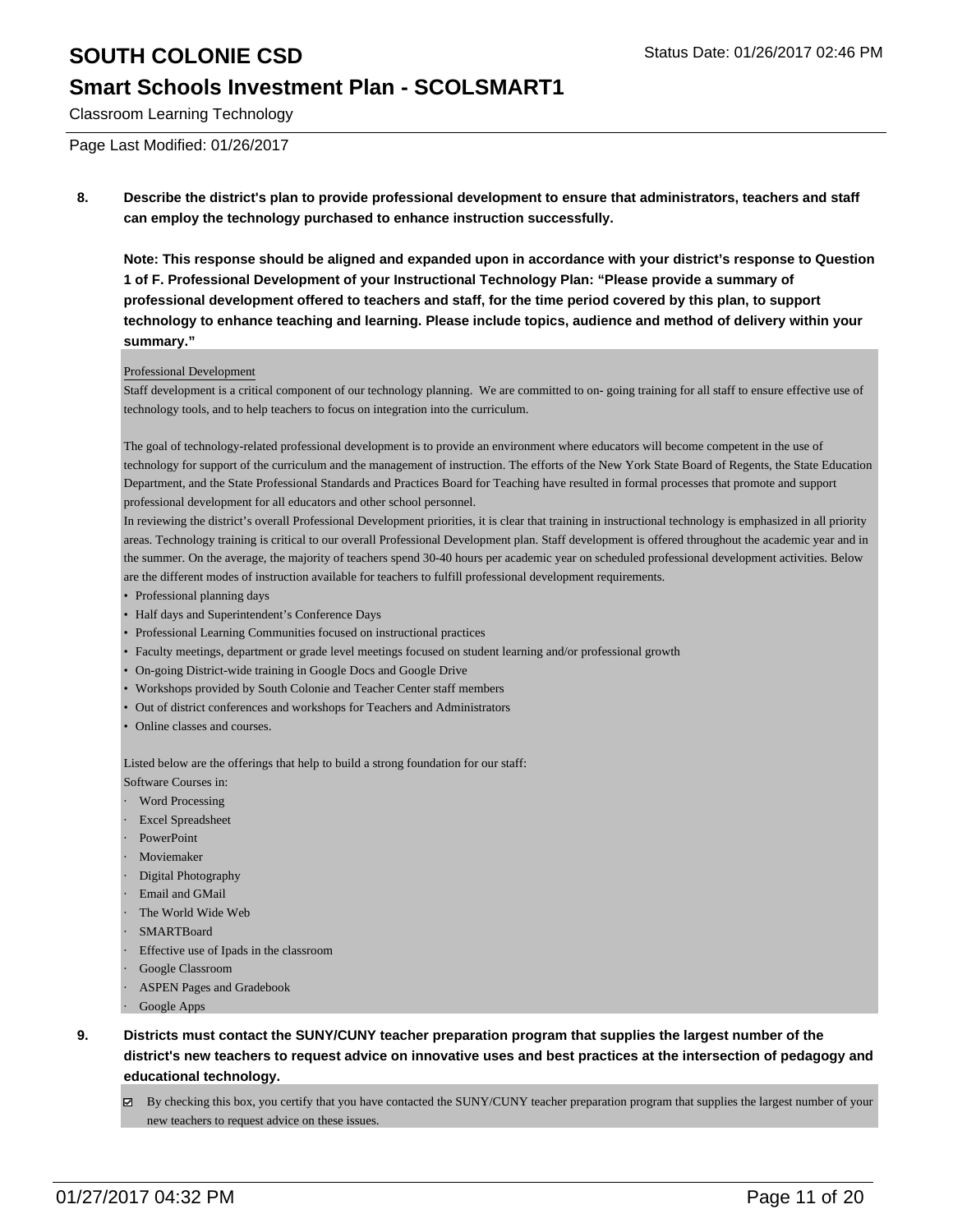**8. Describe the district's plan to provide professional development to ensure that administrators, teachers and staff can employ the technology purchased to enhance instruction successfully.**

**Note: This response should be aligned and expanded upon in accordance with your district's response to Question 1 of F. Professional Development of your Instructional Technology Plan: "Please provide a summary of professional development offered to teachers and staff, for the time period covered by this plan, to support technology to enhance teaching and learning. Please include topics, audience and method of delivery within your summary."**

Professional Development

Staff development is a critical component of our technology planning. We are committed to on- going training for all staff to ensure effective use of technology tools, and to help teachers to focus on integration into the curriculum.

The goal of technology-related professional development is to provide an environment where educators will become competent in the use of technology for support of the curriculum and the management of instruction. The efforts of the New York State Board of Regents, the State Education Department, and the State Professional Standards and Practices Board for Teaching have resulted in formal processes that promote and support professional development for all educators and other school personnel.

In reviewing the district's overall Professional Development priorities, it is clear that training in instructional technology is emphasized in all priority areas. Technology training is critical to our overall Professional Development plan. Staff development is offered throughout the academic year and in the summer. On the average, the majority of teachers spend 30-40 hours per academic year on scheduled professional development activities. Below are the different modes of instruction available for teachers to fulfill professional development requirements.

- Professional planning days
- Half days and Superintendent's Conference Days
- Professional Learning Communities focused on instructional practices
- Faculty meetings, department or grade level meetings focused on student learning and/or professional growth
- On-going District-wide training in Google Docs and Google Drive
- Workshops provided by South Colonie and Teacher Center staff members
- Out of district conferences and workshops for Teachers and Administrators
- Online classes and courses.

Listed below are the offerings that help to build a strong foundation for our staff:

Software Courses in:

- Word Processing
- Excel Spreadsheet
- PowerPoint
- Moviemaker
- Digital Photography
- Email and GMail
- The World Wide Web
- SMARTBoard
- Effective use of Ipads in the classroom
- Google Classroom
- ASPEN Pages and Gradebook
- Google Apps

**9. Districts must contact the SUNY/CUNY teacher preparation program that supplies the largest number of the district's new teachers to request advice on innovative uses and best practices at the intersection of pedagogy and educational technology.**

☑ By checking this box, you certify that you have contacted the SUNY/CUNY teacher preparation program that supplies the largest number of your new teachers to request advice on these issues.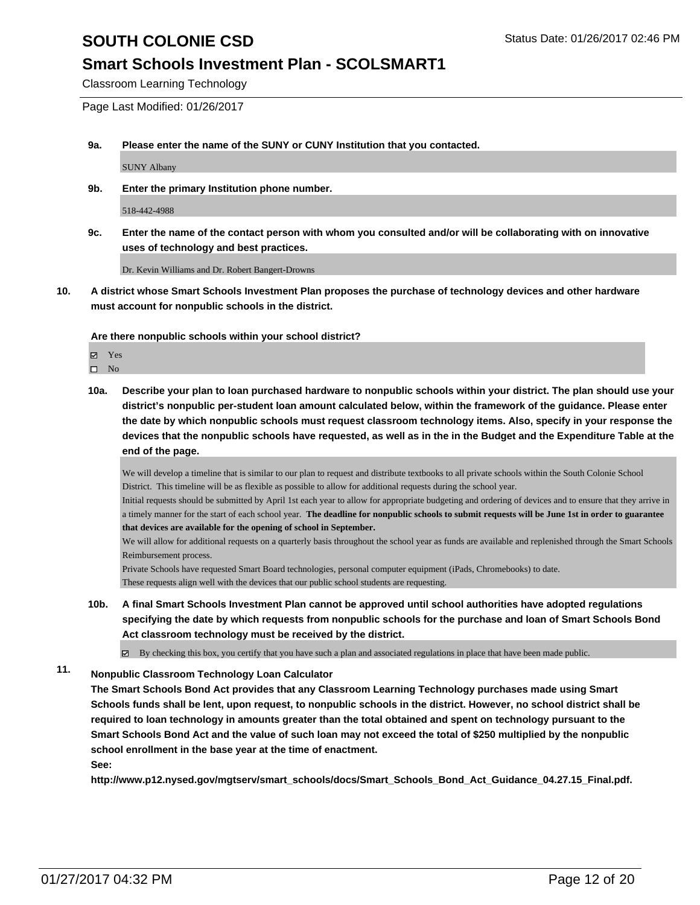**9a. Please enter the name of the SUNY or CUNY Institution that you contacted.**

SUNY Albany

**9b. Enter the primary Institution phone number.**

518-442-4988

**9c. Enter the name of the contact person with whom you consulted and/or will be collaborating with on innovative uses of technology and best practices.**

Dr. Kevin Williams and Dr. Robert Bangert-Drowns

**10. A district whose Smart Schools Investment Plan proposes the purchase of technology devices and other hardware must account for nonpublic schools in the district.**

**Are there nonpublic schools within your school district?**

☑ Yes
☐ No

**10a. Describe your plan to loan purchased hardware to nonpublic schools within your district. The plan should use your district's nonpublic per-student loan amount calculated below, within the framework of the guidance. Please enter the date by which nonpublic schools must request classroom technology items. Also, specify in your response the devices that the nonpublic schools have requested, as well as in the in the Budget and the Expenditure Table at the end of the page.**

We will develop a timeline that is similar to our plan to request and distribute textbooks to all private schools within the South Colonie School District. This timeline will be as flexible as possible to allow for additional requests during the school year.
Initial requests should be submitted by April 1st each year to allow for appropriate budgeting and ordering of devices and to ensure that they arrive in a timely manner for the start of each school year. **The deadline for nonpublic schools to submit requests will be June 1st in order to guarantee that devices are available for the opening of school in September.**
We will allow for additional requests on a quarterly basis throughout the school year as funds are available and replenished through the Smart Schools Reimbursement process.
Private Schools have requested Smart Board technologies, personal computer equipment (iPads, Chromebooks) to date.
These requests align well with the devices that our public school students are requesting.

**10b. A final Smart Schools Investment Plan cannot be approved until school authorities have adopted regulations specifying the date by which requests from nonpublic schools for the purchase and loan of Smart Schools Bond Act classroom technology must be received by the district.**

☑ By checking this box, you certify that you have such a plan and associated regulations in place that have been made public.

**11. Nonpublic Classroom Technology Loan Calculator**

**The Smart Schools Bond Act provides that any Classroom Learning Technology purchases made using Smart Schools funds shall be lent, upon request, to nonpublic schools in the district. However, no school district shall be required to loan technology in amounts greater than the total obtained and spent on technology pursuant to the Smart Schools Bond Act and the value of such loan may not exceed the total of $250 multiplied by the nonpublic school enrollment in the base year at the time of enactment.**

**See:**

**http://www.p12.nysed.gov/mgtserv/smart_schools/docs/Smart_Schools_Bond_Act_Guidance_04.27.15_Final.pdf.**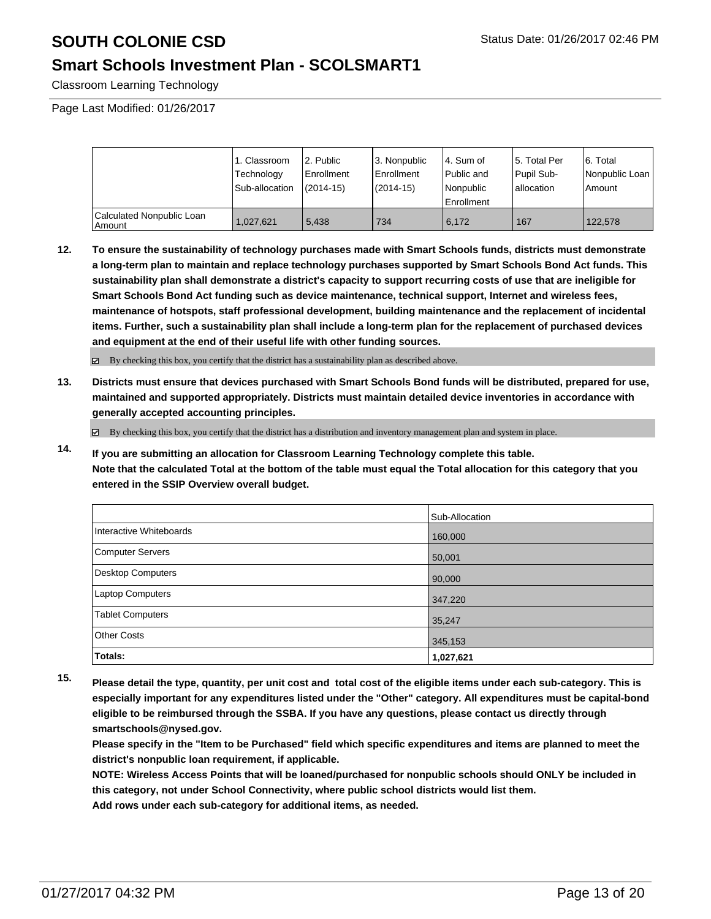# SOUTH COLONIE CSD

Status Date: 01/26/2017 02:46 PM

## Smart Schools Investment Plan - SCOLSMART1

Classroom Learning Technology

Page Last Modified: 01/26/2017

| | 1. Classroom Technology Sub-allocation | 2. Public Enrollment (2014-15) | 3. Nonpublic Enrollment (2014-15) | 4. Sum of Public and Nonpublic Enrollment | 5. Total Per Pupil Sub-allocation | 6. Total Nonpublic Loan Amount |
|---|---|---|---|---|---|---|
| Calculated Nonpublic Loan Amount | 1,027,621 | 5,438 | 734 | 6,172 | 167 | 122,578 |

**12. To ensure the sustainability of technology purchases made with Smart Schools funds, districts must demonstrate a long-term plan to maintain and replace technology purchases supported by Smart Schools Bond Act funds. This sustainability plan shall demonstrate a district's capacity to support recurring costs of use that are ineligible for Smart Schools Bond Act funding such as device maintenance, technical support, Internet and wireless fees, maintenance of hotspots, staff professional development, building maintenance and the replacement of incidental items. Further, such a sustainability plan shall include a long-term plan for the replacement of purchased devices and equipment at the end of their useful life with other funding sources.**

☑ By checking this box, you certify that the district has a sustainability plan as described above.

**13. Districts must ensure that devices purchased with Smart Schools Bond funds will be distributed, prepared for use, maintained and supported appropriately. Districts must maintain detailed device inventories in accordance with generally accepted accounting principles.**

☑ By checking this box, you certify that the district has a distribution and inventory management plan and system in place.

**14. If you are submitting an allocation for Classroom Learning Technology complete this table. Note that the calculated Total at the bottom of the table must equal the Total allocation for this category that you entered in the SSIP Overview overall budget.**

| | Sub-Allocation |
|---|---|
| Interactive Whiteboards | 160,000 |
| Computer Servers | 50,001 |
| Desktop Computers | 90,000 |
| Laptop Computers | 347,220 |
| Tablet Computers | 35,247 |
| Other Costs | 345,153 |
| **Totals:** | **1,027,621** |

**15. Please detail the type, quantity, per unit cost and total cost of the eligible items under each sub-category. This is especially important for any expenditures listed under the "Other" category. All expenditures must be capital-bond eligible to be reimbursed through the SSBA. If you have any questions, please contact us directly through smartschools@nysed.gov.**

**Please specify in the "Item to be Purchased" field which specific expenditures and items are planned to meet the district's nonpublic loan requirement, if applicable.**

**NOTE: Wireless Access Points that will be loaned/purchased for nonpublic schools should ONLY be included in this category, not under School Connectivity, where public school districts would list them.**

**Add rows under each sub-category for additional items, as needed.**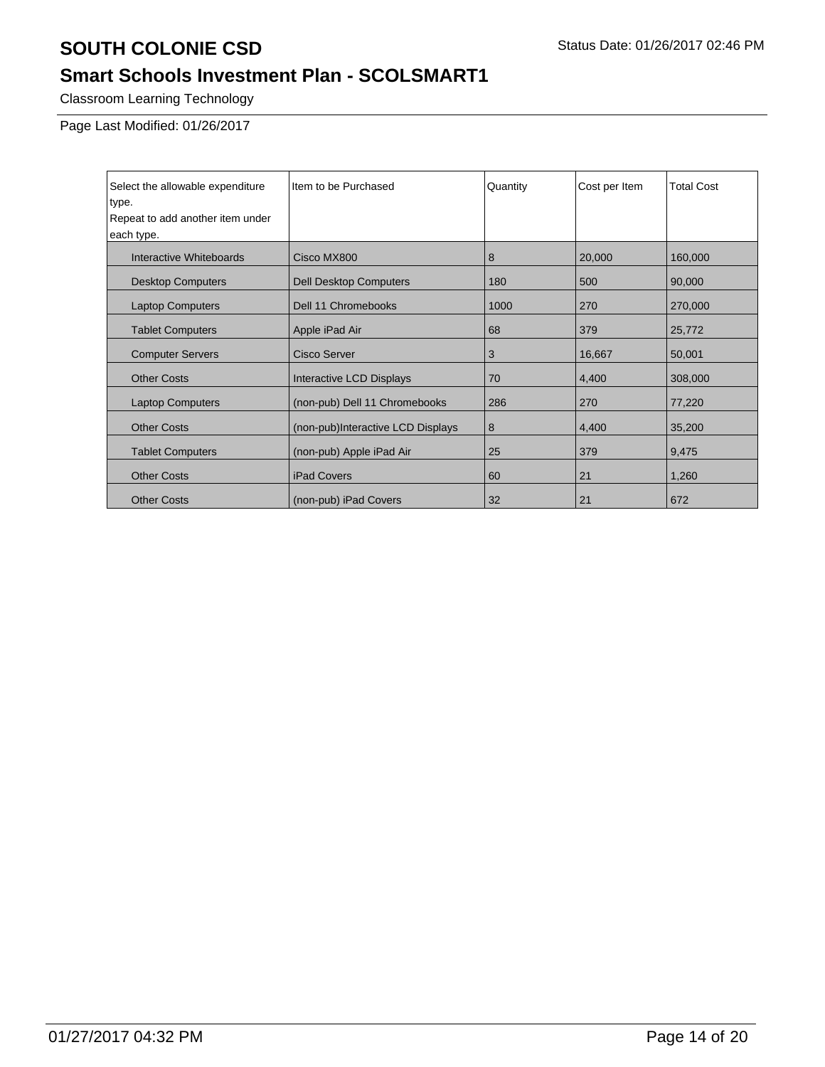# SOUTH COLONIE CSD

Status Date: 01/26/2017 02:46 PM

## Smart Schools Investment Plan - SCOLSMART1

Classroom Learning Technology

Page Last Modified: 01/26/2017

| Select the allowable expenditure type. Repeat to add another item under each type. | Item to be Purchased | Quantity | Cost per Item | Total Cost |
|---|---|---|---|---|
| Interactive Whiteboards | Cisco MX800 | 8 | 20,000 | 160,000 |
| Desktop Computers | Dell Desktop Computers | 180 | 500 | 90,000 |
| Laptop Computers | Dell 11 Chromebooks | 1000 | 270 | 270,000 |
| Tablet Computers | Apple iPad Air | 68 | 379 | 25,772 |
| Computer Servers | Cisco Server | 3 | 16,667 | 50,001 |
| Other Costs | Interactive LCD Displays | 70 | 4,400 | 308,000 |
| Laptop Computers | (non-pub) Dell 11 Chromebooks | 286 | 270 | 77,220 |
| Other Costs | (non-pub)Interactive LCD Displays | 8 | 4,400 | 35,200 |
| Tablet Computers | (non-pub) Apple iPad Air | 25 | 379 | 9,475 |
| Other Costs | iPad Covers | 60 | 21 | 1,260 |
| Other Costs | (non-pub) iPad Covers | 32 | 21 | 672 |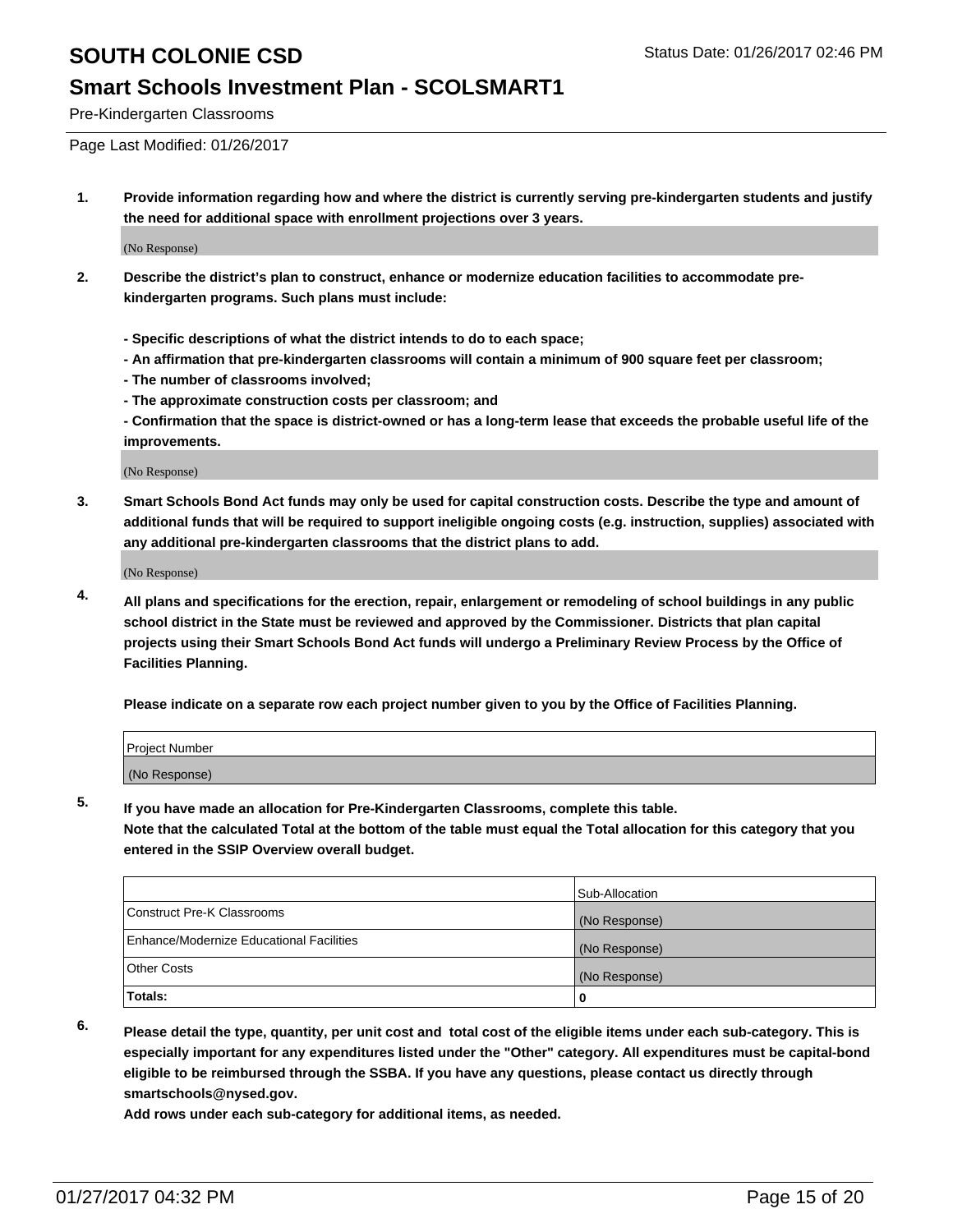# SOUTH COLONIE CSD

## Smart Schools Investment Plan - SCOLSMART1

Pre-Kindergarten Classrooms

Page Last Modified: 01/26/2017

**1. Provide information regarding how and where the district is currently serving pre-kindergarten students and justify the need for additional space with enrollment projections over 3 years.**

(No Response)

**2. Describe the district's plan to construct, enhance or modernize education facilities to accommodate pre-kindergarten programs. Such plans must include:**

**- Specific descriptions of what the district intends to do to each space;**
**- An affirmation that pre-kindergarten classrooms will contain a minimum of 900 square feet per classroom;**
**- The number of classrooms involved;**
**- The approximate construction costs per classroom; and**
**- Confirmation that the space is district-owned or has a long-term lease that exceeds the probable useful life of the improvements.**

(No Response)

**3. Smart Schools Bond Act funds may only be used for capital construction costs. Describe the type and amount of additional funds that will be required to support ineligible ongoing costs (e.g. instruction, supplies) associated with any additional pre-kindergarten classrooms that the district plans to add.**

(No Response)

**4. All plans and specifications for the erection, repair, enlargement or remodeling of school buildings in any public school district in the State must be reviewed and approved by the Commissioner. Districts that plan capital projects using their Smart Schools Bond Act funds will undergo a Preliminary Review Process by the Office of Facilities Planning.**

**Please indicate on a separate row each project number given to you by the Office of Facilities Planning.**

| Project Number |
| --- |
| (No Response) |

**5. If you have made an allocation for Pre-Kindergarten Classrooms, complete this table.**
**Note that the calculated Total at the bottom of the table must equal the Total allocation for this category that you entered in the SSIP Overview overall budget.**

| | Sub-Allocation |
| --- | --- |
| Construct Pre-K Classrooms | (No Response) |
| Enhance/Modernize Educational Facilities | (No Response) |
| Other Costs | (No Response) |
| **Totals:** | **0** |

**6. Please detail the type, quantity, per unit cost and total cost of the eligible items under each sub-category. This is especially important for any expenditures listed under the "Other" category. All expenditures must be capital-bond eligible to be reimbursed through the SSBA. If you have any questions, please contact us directly through smartschools@nysed.gov.**
**Add rows under each sub-category for additional items, as needed.**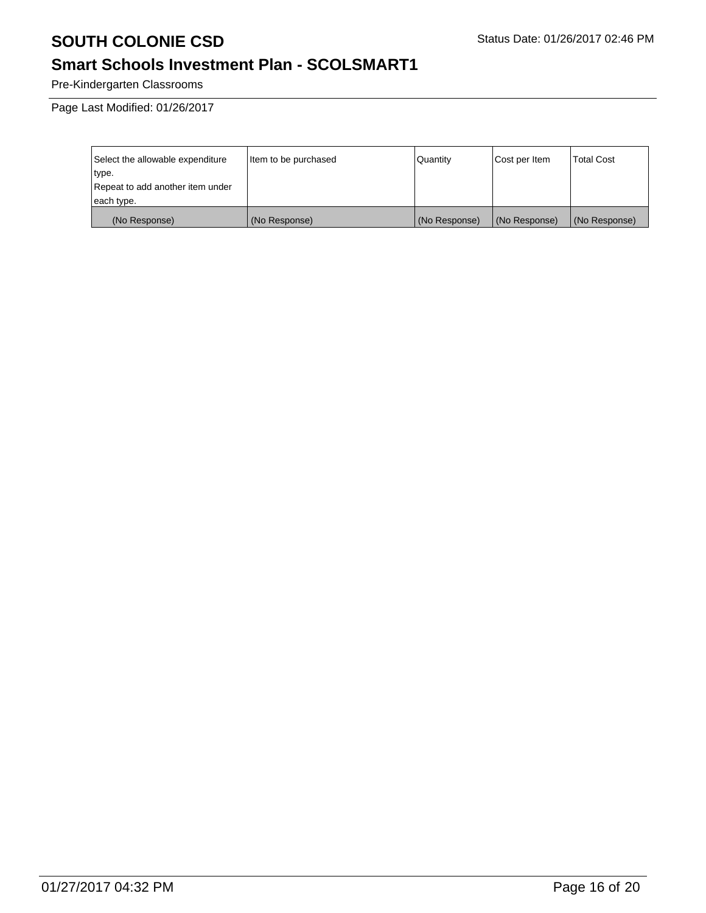Pre-Kindergarten Classrooms

Page Last Modified: 01/26/2017

| Select the allowable expenditure type. Repeat to add another item under each type. | Item to be purchased | Quantity | Cost per Item | Total Cost |
|---|---|---|---|---|
| (No Response) | (No Response) | (No Response) | (No Response) | (No Response) |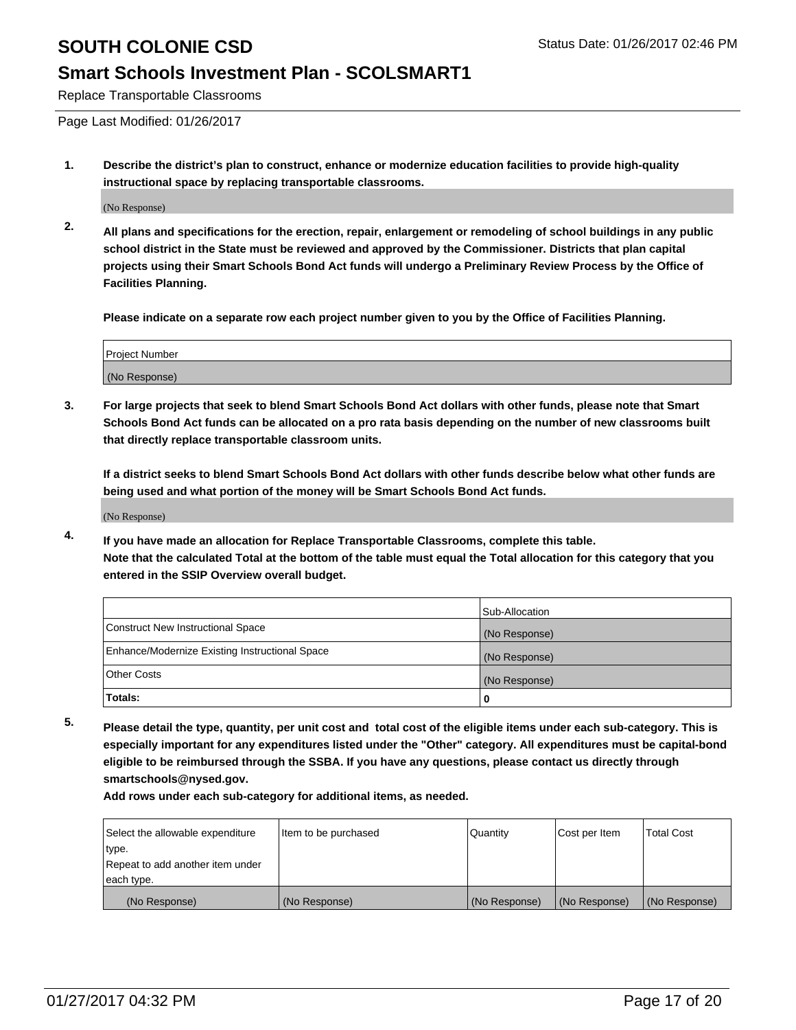# SOUTH COLONIE CSD

Status Date: 01/26/2017 02:46 PM

## Smart Schools Investment Plan - SCOLSMART1

Replace Transportable Classrooms

Page Last Modified: 01/26/2017

**1. Describe the district's plan to construct, enhance or modernize education facilities to provide high-quality instructional space by replacing transportable classrooms.**

(No Response)

**2. All plans and specifications for the erection, repair, enlargement or remodeling of school buildings in any public school district in the State must be reviewed and approved by the Commissioner. Districts that plan capital projects using their Smart Schools Bond Act funds will undergo a Preliminary Review Process by the Office of Facilities Planning.**

**Please indicate on a separate row each project number given to you by the Office of Facilities Planning.**

| Project Number |
|---|
| (No Response) |

**3. For large projects that seek to blend Smart Schools Bond Act dollars with other funds, please note that Smart Schools Bond Act funds can be allocated on a pro rata basis depending on the number of new classrooms built that directly replace transportable classroom units.**

**If a district seeks to blend Smart Schools Bond Act dollars with other funds describe below what other funds are being used and what portion of the money will be Smart Schools Bond Act funds.**

(No Response)

**4. If you have made an allocation for Replace Transportable Classrooms, complete this table.**
**Note that the calculated Total at the bottom of the table must equal the Total allocation for this category that you entered in the SSIP Overview overall budget.**

| | Sub-Allocation |
|---|---|
| Construct New Instructional Space | (No Response) |
| Enhance/Modernize Existing Instructional Space | (No Response) |
| Other Costs | (No Response) |
| **Totals:** | **0** |

**5. Please detail the type, quantity, per unit cost and total cost of the eligible items under each sub-category. This is especially important for any expenditures listed under the "Other" category. All expenditures must be capital-bond eligible to be reimbursed through the SSBA. If you have any questions, please contact us directly through smartschools@nysed.gov.**
**Add rows under each sub-category for additional items, as needed.**

| Select the allowable expenditure type. Repeat to add another item under each type. | Item to be purchased | Quantity | Cost per Item | Total Cost |
|---|---|---|---|---|
| (No Response) | (No Response) | (No Response) | (No Response) | (No Response) |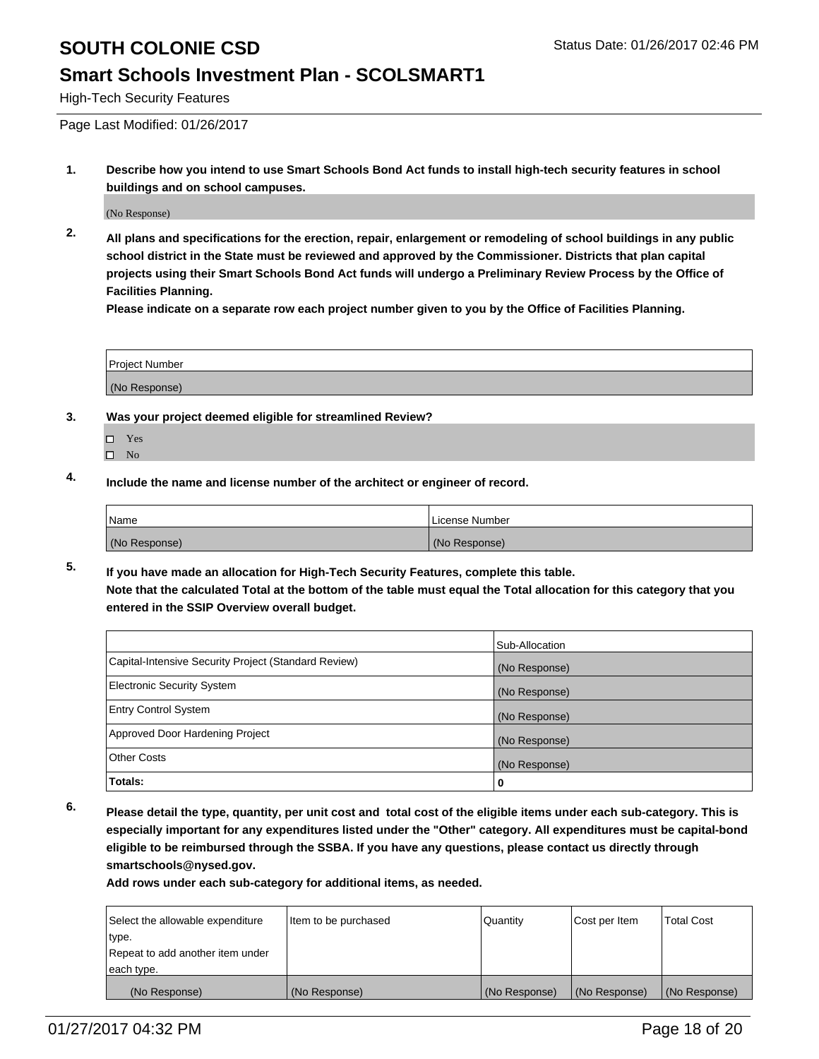# SOUTH COLONIE CSD

Status Date: 01/26/2017 02:46 PM

## Smart Schools Investment Plan - SCOLSMART1

High-Tech Security Features

Page Last Modified: 01/26/2017

**1. Describe how you intend to use Smart Schools Bond Act funds to install high-tech security features in school buildings and on school campuses.**

(No Response)

**2. All plans and specifications for the erection, repair, enlargement or remodeling of school buildings in any public school district in the State must be reviewed and approved by the Commissioner. Districts that plan capital projects using their Smart Schools Bond Act funds will undergo a Preliminary Review Process by the Office of Facilities Planning.**

**Please indicate on a separate row each project number given to you by the Office of Facilities Planning.**

| Project Number |
| --- |
| (No Response) |

**3. Was your project deemed eligible for streamlined Review?**

- ☐ Yes
- ☐ No

**4. Include the name and license number of the architect or engineer of record.**

| Name | License Number |
| --- | --- |
| (No Response) | (No Response) |

**5. If you have made an allocation for High-Tech Security Features, complete this table.**
**Note that the calculated Total at the bottom of the table must equal the Total allocation for this category that you entered in the SSIP Overview overall budget.**

| | Sub-Allocation |
| --- | --- |
| Capital-Intensive Security Project (Standard Review) | (No Response) |
| Electronic Security System | (No Response) |
| Entry Control System | (No Response) |
| Approved Door Hardening Project | (No Response) |
| Other Costs | (No Response) |
| **Totals:** | **0** |

**6. Please detail the type, quantity, per unit cost and total cost of the eligible items under each sub-category. This is especially important for any expenditures listed under the "Other" category. All expenditures must be capital-bond eligible to be reimbursed through the SSBA. If you have any questions, please contact us directly through smartschools@nysed.gov.**

**Add rows under each sub-category for additional items, as needed.**

| Select the allowable expenditure type. Repeat to add another item under each type. | Item to be purchased | Quantity | Cost per Item | Total Cost |
| --- | --- | --- | --- | --- |
| (No Response) | (No Response) | (No Response) | (No Response) | (No Response) |